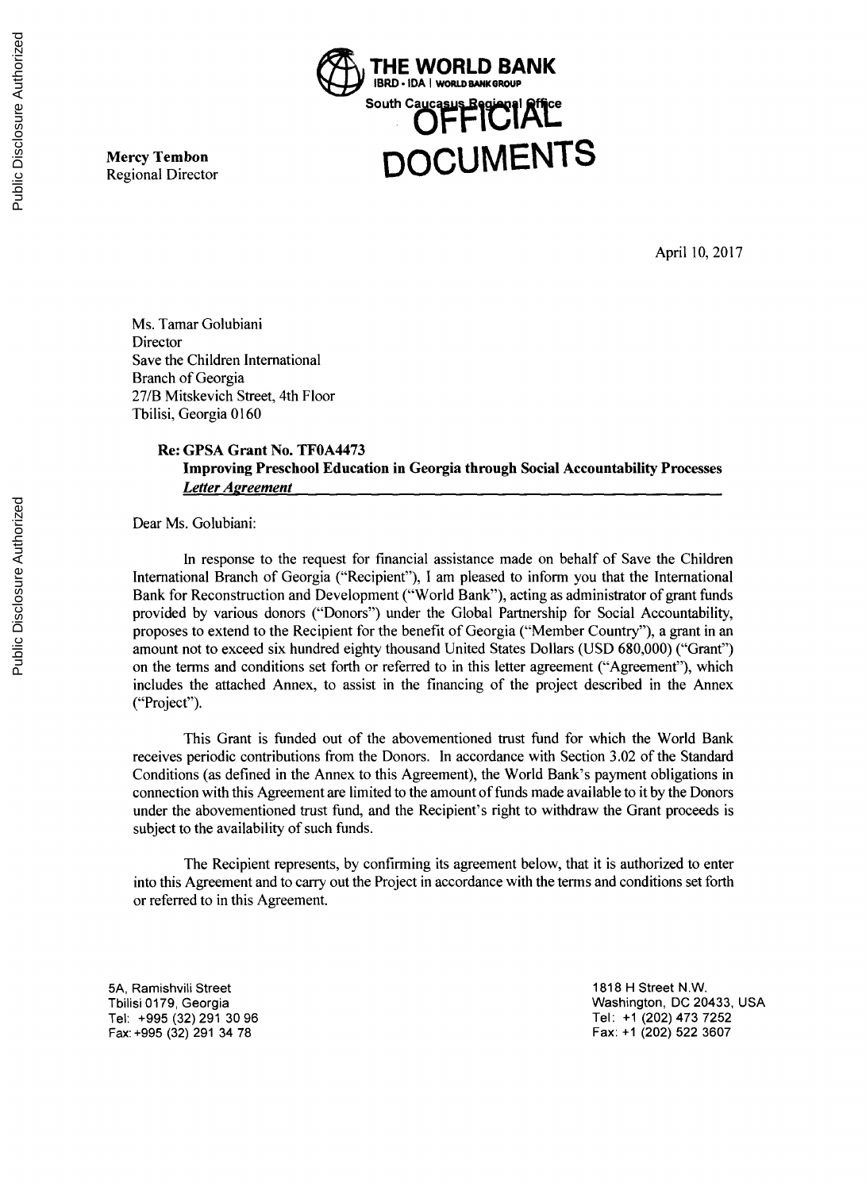**THE WORLD BANK**
IBRD • IDA | WORLD BANK GROUP
South Caucasus Regional Office

OFFICIAL DOCUMENTS

**Mercy Tembon**
Regional Director

April 10, 2017

Ms. Tamar Golubiani
Director
Save the Children International
Branch of Georgia
27/B Mitskevich Street, 4th Floor
Tbilisi, Georgia 0160

**Re: GPSA Grant No. TF0A4473**
**Improving Preschool Education in Georgia through Social Accountability Processes**
***Letter Agreement***

Dear Ms. Golubiani:

In response to the request for financial assistance made on behalf of Save the Children International Branch of Georgia ("Recipient"), I am pleased to inform you that the International Bank for Reconstruction and Development ("World Bank"), acting as administrator of grant funds provided by various donors ("Donors") under the Global Partnership for Social Accountability, proposes to extend to the Recipient for the benefit of Georgia ("Member Country"), a grant in an amount not to exceed six hundred eighty thousand United States Dollars (USD 680,000) ("Grant") on the terms and conditions set forth or referred to in this letter agreement ("Agreement"), which includes the attached Annex, to assist in the financing of the project described in the Annex ("Project").

This Grant is funded out of the abovementioned trust fund for which the World Bank receives periodic contributions from the Donors. In accordance with Section 3.02 of the Standard Conditions (as defined in the Annex to this Agreement), the World Bank's payment obligations in connection with this Agreement are limited to the amount of funds made available to it by the Donors under the abovementioned trust fund, and the Recipient's right to withdraw the Grant proceeds is subject to the availability of such funds.

The Recipient represents, by confirming its agreement below, that it is authorized to enter into this Agreement and to carry out the Project in accordance with the terms and conditions set forth or referred to in this Agreement.

5A, Ramishvili Street
Tbilisi 0179, Georgia
Tel: +995 (32) 291 30 96
Fax: +995 (32) 291 34 78

1818 H Street N.W.
Washington, DC 20433, USA
Tel: +1 (202) 473 7252
Fax: +1 (202) 522 3607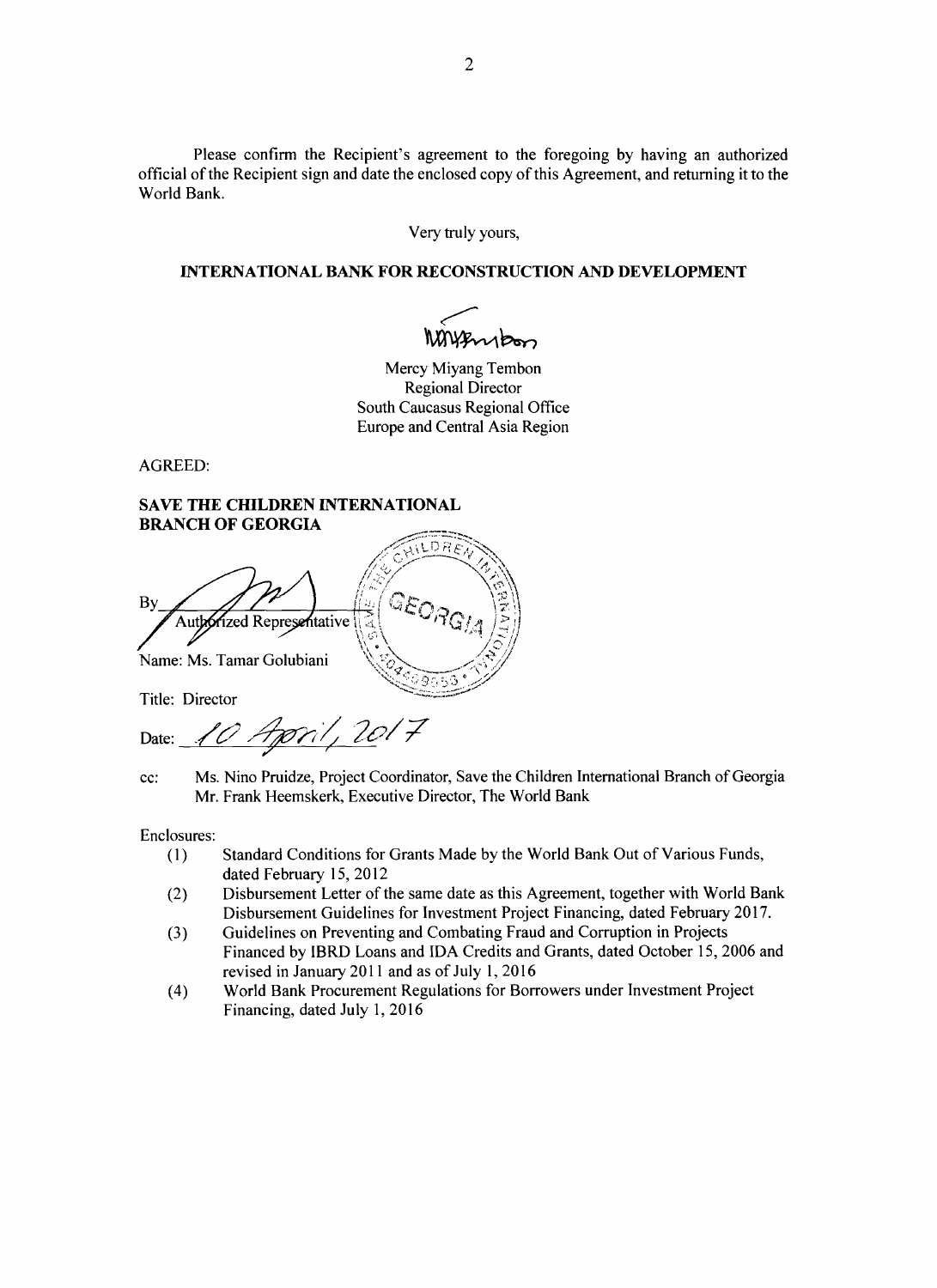Please confirm the Recipient's agreement to the foregoing by having an authorized official of the Recipient sign and date the enclosed copy of this Agreement, and returning it to the World Bank.

Very truly yours,

**INTERNATIONAL BANK FOR RECONSTRUCTION AND DEVELOPMENT**

Mercy Miyang Tembon
Regional Director
South Caucasus Regional Office
Europe and Central Asia Region

AGREED:

**SAVE THE CHILDREN INTERNATIONAL BRANCH OF GEORGIA**

By ______________________
Authorized Representative

Name: Ms. Tamar Golubiani

Title: Director

Date: 10 April, 2017

cc: Ms. Nino Pruidze, Project Coordinator, Save the Children International Branch of Georgia
Mr. Frank Heemskerk, Executive Director, The World Bank

Enclosures:

(1) Standard Conditions for Grants Made by the World Bank Out of Various Funds, dated February 15, 2012

(2) Disbursement Letter of the same date as this Agreement, together with World Bank Disbursement Guidelines for Investment Project Financing, dated February 2017.

(3) Guidelines on Preventing and Combating Fraud and Corruption in Projects Financed by IBRD Loans and IDA Credits and Grants, dated October 15, 2006 and revised in January 2011 and as of July 1, 2016

(4) World Bank Procurement Regulations for Borrowers under Investment Project Financing, dated July 1, 2016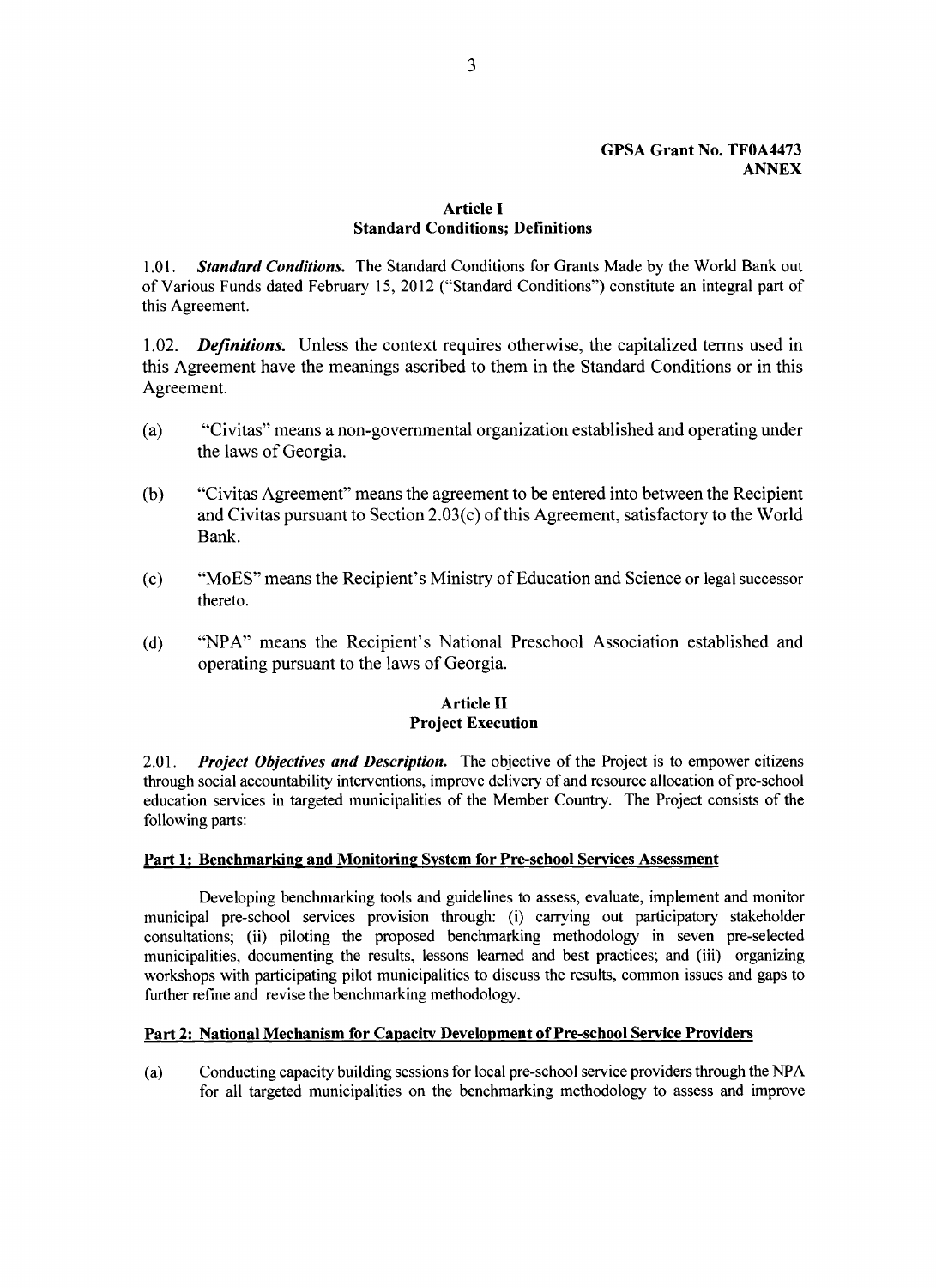**GPSA Grant No. TF0A4473**
**ANNEX**

### Article I
### Standard Conditions; Definitions

1.01. ***Standard Conditions.*** The Standard Conditions for Grants Made by the World Bank out of Various Funds dated February 15, 2012 ("Standard Conditions") constitute an integral part of this Agreement.

1.02. ***Definitions.*** Unless the context requires otherwise, the capitalized terms used in this Agreement have the meanings ascribed to them in the Standard Conditions or in this Agreement.

(a) "Civitas" means a non-governmental organization established and operating under the laws of Georgia.

(b) "Civitas Agreement" means the agreement to be entered into between the Recipient and Civitas pursuant to Section 2.03(c) of this Agreement, satisfactory to the World Bank.

(c) "MoES" means the Recipient's Ministry of Education and Science or legal successor thereto.

(d) "NPA" means the Recipient's National Preschool Association established and operating pursuant to the laws of Georgia.

### Article II
### Project Execution

2.01. ***Project Objectives and Description.*** The objective of the Project is to empower citizens through social accountability interventions, improve delivery of and resource allocation of pre-school education services in targeted municipalities of the Member Country. The Project consists of the following parts:

**Part 1: Benchmarking and Monitoring System for Pre-school Services Assessment**

Developing benchmarking tools and guidelines to assess, evaluate, implement and monitor municipal pre-school services provision through: (i) carrying out participatory stakeholder consultations; (ii) piloting the proposed benchmarking methodology in seven pre-selected municipalities, documenting the results, lessons learned and best practices; and (iii) organizing workshops with participating pilot municipalities to discuss the results, common issues and gaps to further refine and revise the benchmarking methodology.

**Part 2: National Mechanism for Capacity Development of Pre-school Service Providers**

(a) Conducting capacity building sessions for local pre-school service providers through the NPA for all targeted municipalities on the benchmarking methodology to assess and improve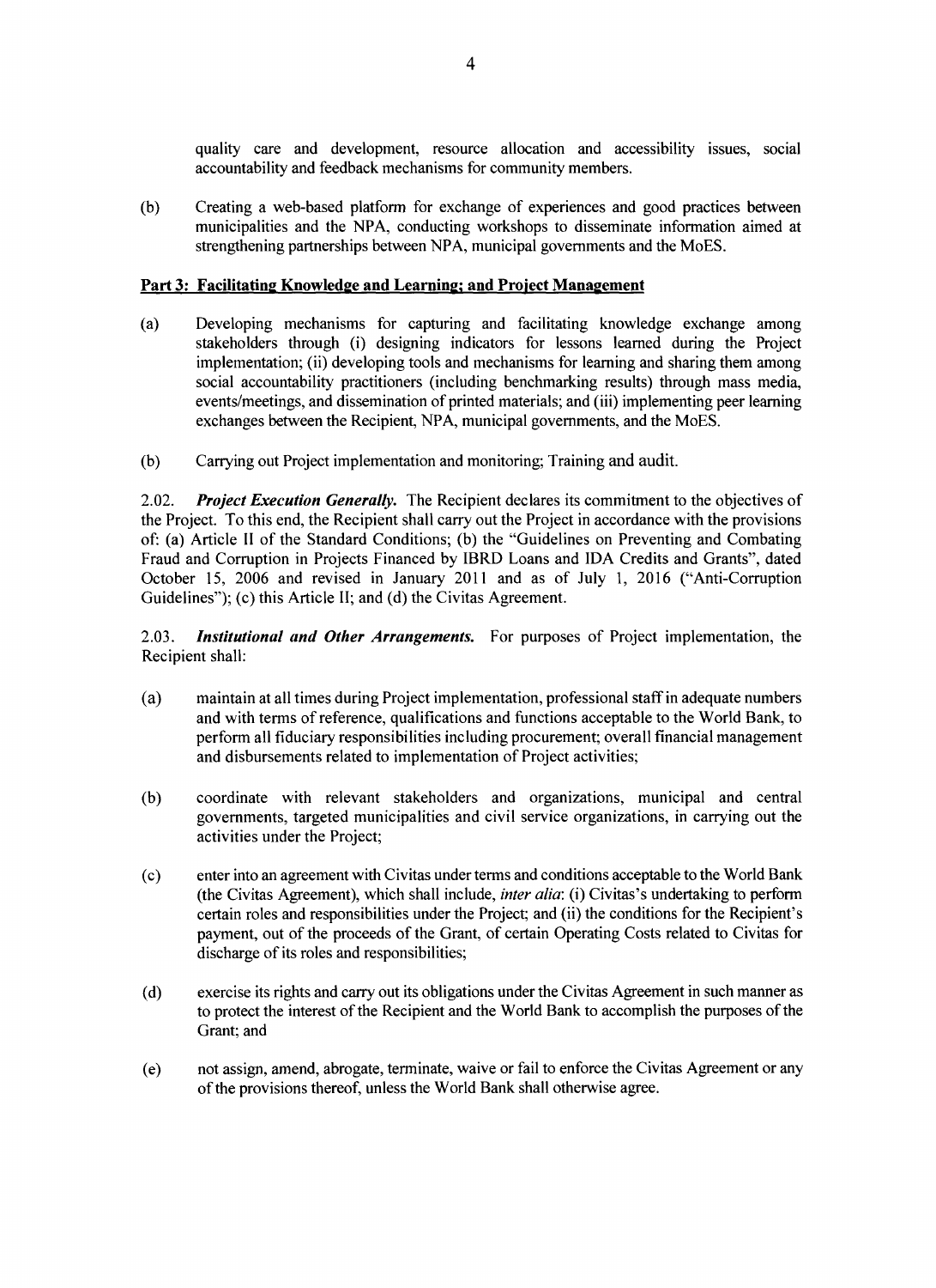quality care and development, resource allocation and accessibility issues, social accountability and feedback mechanisms for community members.

(b) Creating a web-based platform for exchange of experiences and good practices between municipalities and the NPA, conducting workshops to disseminate information aimed at strengthening partnerships between NPA, municipal governments and the MoES.

**Part 3: Facilitating Knowledge and Learning; and Project Management**

(a) Developing mechanisms for capturing and facilitating knowledge exchange among stakeholders through (i) designing indicators for lessons learned during the Project implementation; (ii) developing tools and mechanisms for learning and sharing them among social accountability practitioners (including benchmarking results) through mass media, events/meetings, and dissemination of printed materials; and (iii) implementing peer learning exchanges between the Recipient, NPA, municipal governments, and the MoES.

(b) Carrying out Project implementation and monitoring; Training and audit.

2.02. ***Project Execution Generally.*** The Recipient declares its commitment to the objectives of the Project. To this end, the Recipient shall carry out the Project in accordance with the provisions of: (a) Article II of the Standard Conditions; (b) the "Guidelines on Preventing and Combating Fraud and Corruption in Projects Financed by IBRD Loans and IDA Credits and Grants", dated October 15, 2006 and revised in January 2011 and as of July 1, 2016 ("Anti-Corruption Guidelines"); (c) this Article II; and (d) the Civitas Agreement.

2.03. ***Institutional and Other Arrangements.*** For purposes of Project implementation, the Recipient shall:

(a) maintain at all times during Project implementation, professional staff in adequate numbers and with terms of reference, qualifications and functions acceptable to the World Bank, to perform all fiduciary responsibilities including procurement; overall financial management and disbursements related to implementation of Project activities;

(b) coordinate with relevant stakeholders and organizations, municipal and central governments, targeted municipalities and civil service organizations, in carrying out the activities under the Project;

(c) enter into an agreement with Civitas under terms and conditions acceptable to the World Bank (the Civitas Agreement), which shall include, *inter alia*: (i) Civitas's undertaking to perform certain roles and responsibilities under the Project; and (ii) the conditions for the Recipient's payment, out of the proceeds of the Grant, of certain Operating Costs related to Civitas for discharge of its roles and responsibilities;

(d) exercise its rights and carry out its obligations under the Civitas Agreement in such manner as to protect the interest of the Recipient and the World Bank to accomplish the purposes of the Grant; and

(e) not assign, amend, abrogate, terminate, waive or fail to enforce the Civitas Agreement or any of the provisions thereof, unless the World Bank shall otherwise agree.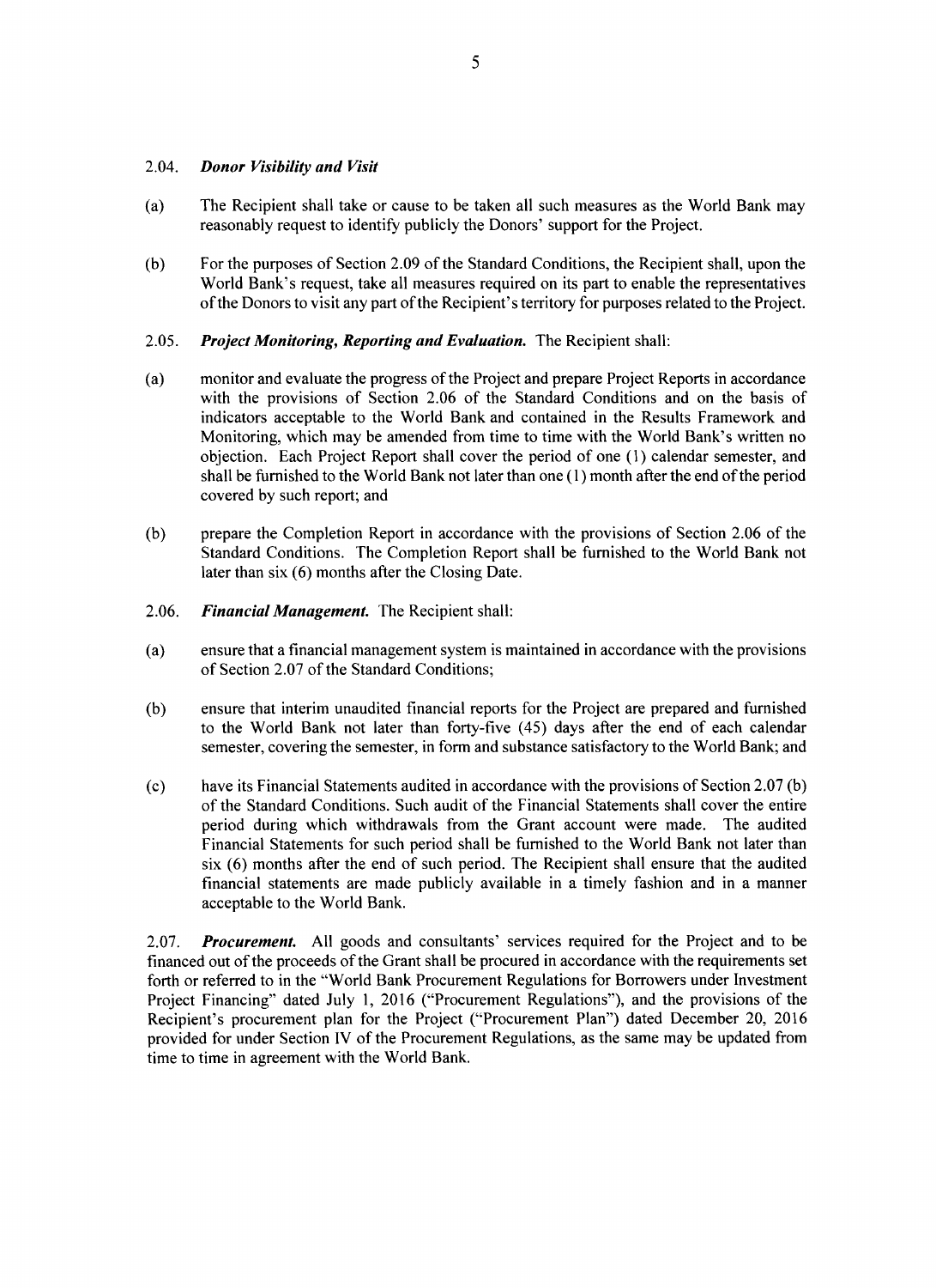2.04. ***Donor Visibility and Visit***

(a) The Recipient shall take or cause to be taken all such measures as the World Bank may reasonably request to identify publicly the Donors' support for the Project.

(b) For the purposes of Section 2.09 of the Standard Conditions, the Recipient shall, upon the World Bank's request, take all measures required on its part to enable the representatives of the Donors to visit any part of the Recipient's territory for purposes related to the Project.

2.05. ***Project Monitoring, Reporting and Evaluation.*** The Recipient shall:

(a) monitor and evaluate the progress of the Project and prepare Project Reports in accordance with the provisions of Section 2.06 of the Standard Conditions and on the basis of indicators acceptable to the World Bank and contained in the Results Framework and Monitoring, which may be amended from time to time with the World Bank's written no objection. Each Project Report shall cover the period of one (1) calendar semester, and shall be furnished to the World Bank not later than one (1) month after the end of the period covered by such report; and

(b) prepare the Completion Report in accordance with the provisions of Section 2.06 of the Standard Conditions. The Completion Report shall be furnished to the World Bank not later than six (6) months after the Closing Date.

2.06. ***Financial Management.*** The Recipient shall:

(a) ensure that a financial management system is maintained in accordance with the provisions of Section 2.07 of the Standard Conditions;

(b) ensure that interim unaudited financial reports for the Project are prepared and furnished to the World Bank not later than forty-five (45) days after the end of each calendar semester, covering the semester, in form and substance satisfactory to the World Bank; and

(c) have its Financial Statements audited in accordance with the provisions of Section 2.07 (b) of the Standard Conditions. Such audit of the Financial Statements shall cover the entire period during which withdrawals from the Grant account were made. The audited Financial Statements for such period shall be furnished to the World Bank not later than six (6) months after the end of such period. The Recipient shall ensure that the audited financial statements are made publicly available in a timely fashion and in a manner acceptable to the World Bank.

2.07. ***Procurement.*** All goods and consultants' services required for the Project and to be financed out of the proceeds of the Grant shall be procured in accordance with the requirements set forth or referred to in the "World Bank Procurement Regulations for Borrowers under Investment Project Financing" dated July 1, 2016 ("Procurement Regulations"), and the provisions of the Recipient's procurement plan for the Project ("Procurement Plan") dated December 20, 2016 provided for under Section IV of the Procurement Regulations, as the same may be updated from time to time in agreement with the World Bank.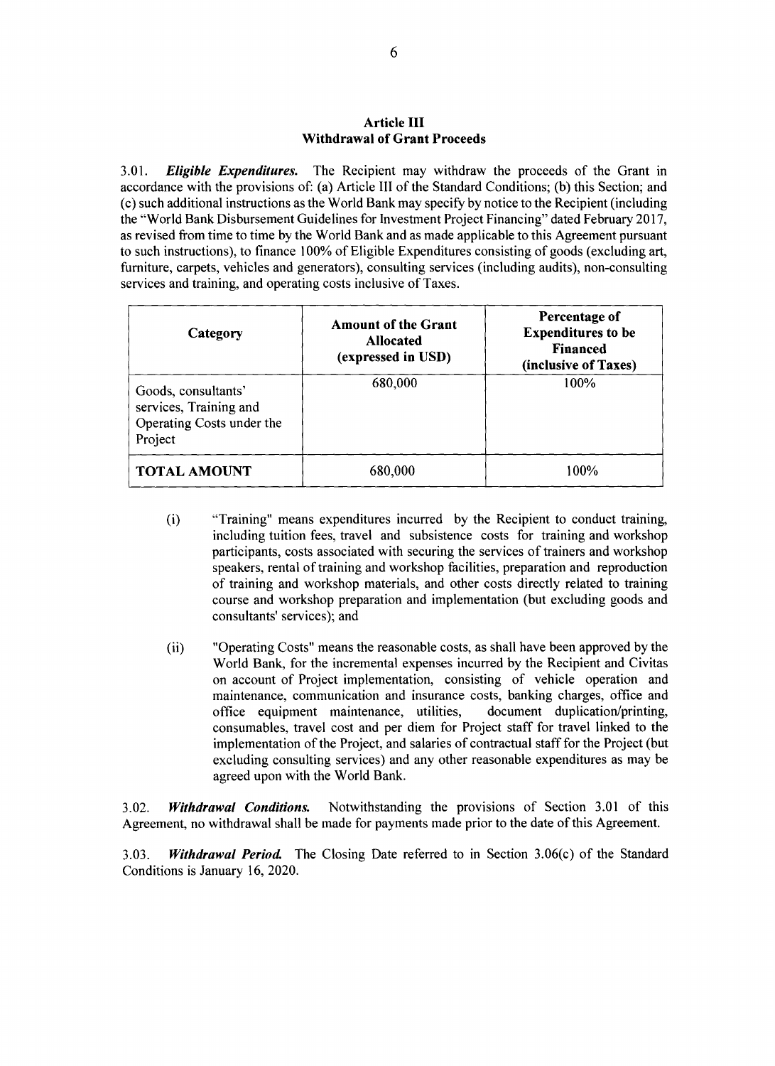## Article III
## Withdrawal of Grant Proceeds

3.01. ***Eligible Expenditures.*** The Recipient may withdraw the proceeds of the Grant in accordance with the provisions of: (a) Article III of the Standard Conditions; (b) this Section; and (c) such additional instructions as the World Bank may specify by notice to the Recipient (including the "World Bank Disbursement Guidelines for Investment Project Financing" dated February 2017, as revised from time to time by the World Bank and as made applicable to this Agreement pursuant to such instructions), to finance 100% of Eligible Expenditures consisting of goods (excluding art, furniture, carpets, vehicles and generators), consulting services (including audits), non-consulting services and training, and operating costs inclusive of Taxes.

| Category | Amount of the Grant Allocated (expressed in USD) | Percentage of Expenditures to be Financed (inclusive of Taxes) |
|---|---|---|
| Goods, consultants' services, Training and Operating Costs under the Project | 680,000 | 100% |
| **TOTAL AMOUNT** | 680,000 | 100% |

(i) "Training" means expenditures incurred by the Recipient to conduct training, including tuition fees, travel and subsistence costs for training and workshop participants, costs associated with securing the services of trainers and workshop speakers, rental of training and workshop facilities, preparation and reproduction of training and workshop materials, and other costs directly related to training course and workshop preparation and implementation (but excluding goods and consultants' services); and

(ii) "Operating Costs" means the reasonable costs, as shall have been approved by the World Bank, for the incremental expenses incurred by the Recipient and Civitas on account of Project implementation, consisting of vehicle operation and maintenance, communication and insurance costs, banking charges, office and office equipment maintenance, utilities, document duplication/printing, consumables, travel cost and per diem for Project staff for travel linked to the implementation of the Project, and salaries of contractual staff for the Project (but excluding consulting services) and any other reasonable expenditures as may be agreed upon with the World Bank.

3.02. ***Withdrawal Conditions.*** Notwithstanding the provisions of Section 3.01 of this Agreement, no withdrawal shall be made for payments made prior to the date of this Agreement.

3.03. ***Withdrawal Period.*** The Closing Date referred to in Section 3.06(c) of the Standard Conditions is January 16, 2020.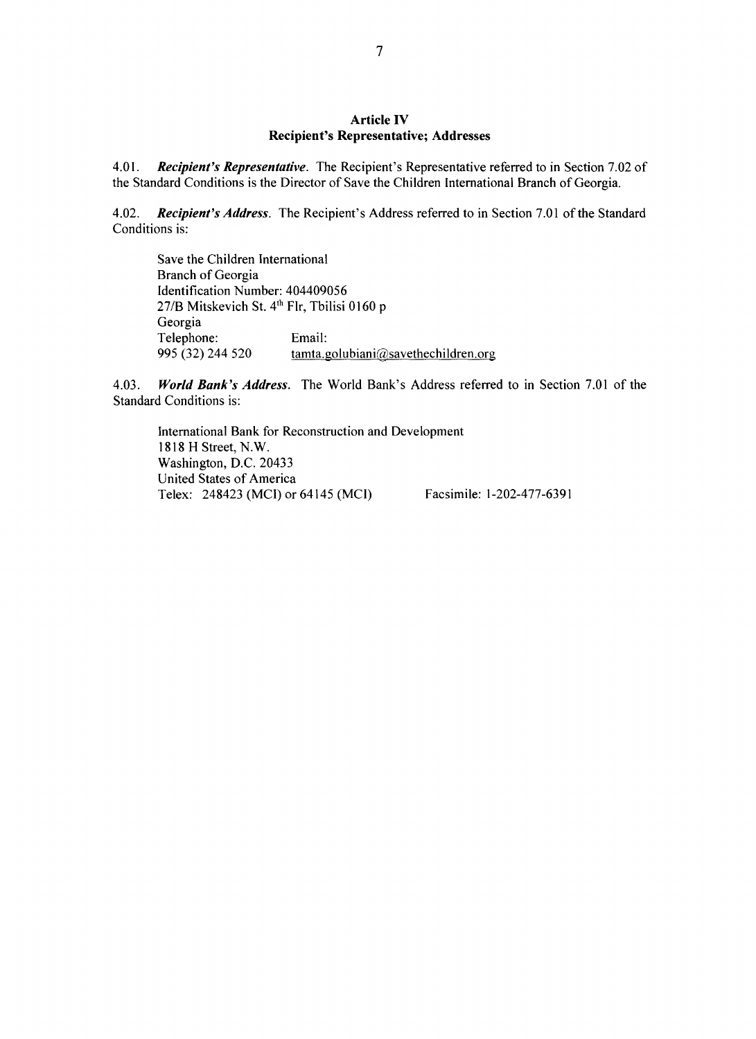## Article IV
## Recipient's Representative; Addresses

4.01. ***Recipient's Representative***. The Recipient's Representative referred to in Section 7.02 of the Standard Conditions is the Director of Save the Children International Branch of Georgia.

4.02. ***Recipient's Address***. The Recipient's Address referred to in Section 7.01 of the Standard Conditions is:

Save the Children International
Branch of Georgia
Identification Number: 404409056
27/B Mitskevich St. 4th Flr, Tbilisi 0160 p
Georgia

| | |
|---|---|
| Telephone: | Email: |
| 995 (32) 244 520 | tamta.golubiani@savethechildren.org |

4.03. ***World Bank's Address***. The World Bank's Address referred to in Section 7.01 of the Standard Conditions is:

International Bank for Reconstruction and Development
1818 H Street, N.W.
Washington, D.C. 20433
United States of America

| | |
|---|---|
| Telex: 248423 (MCI) or 64145 (MCI) | Facsimile: 1-202-477-6391 |